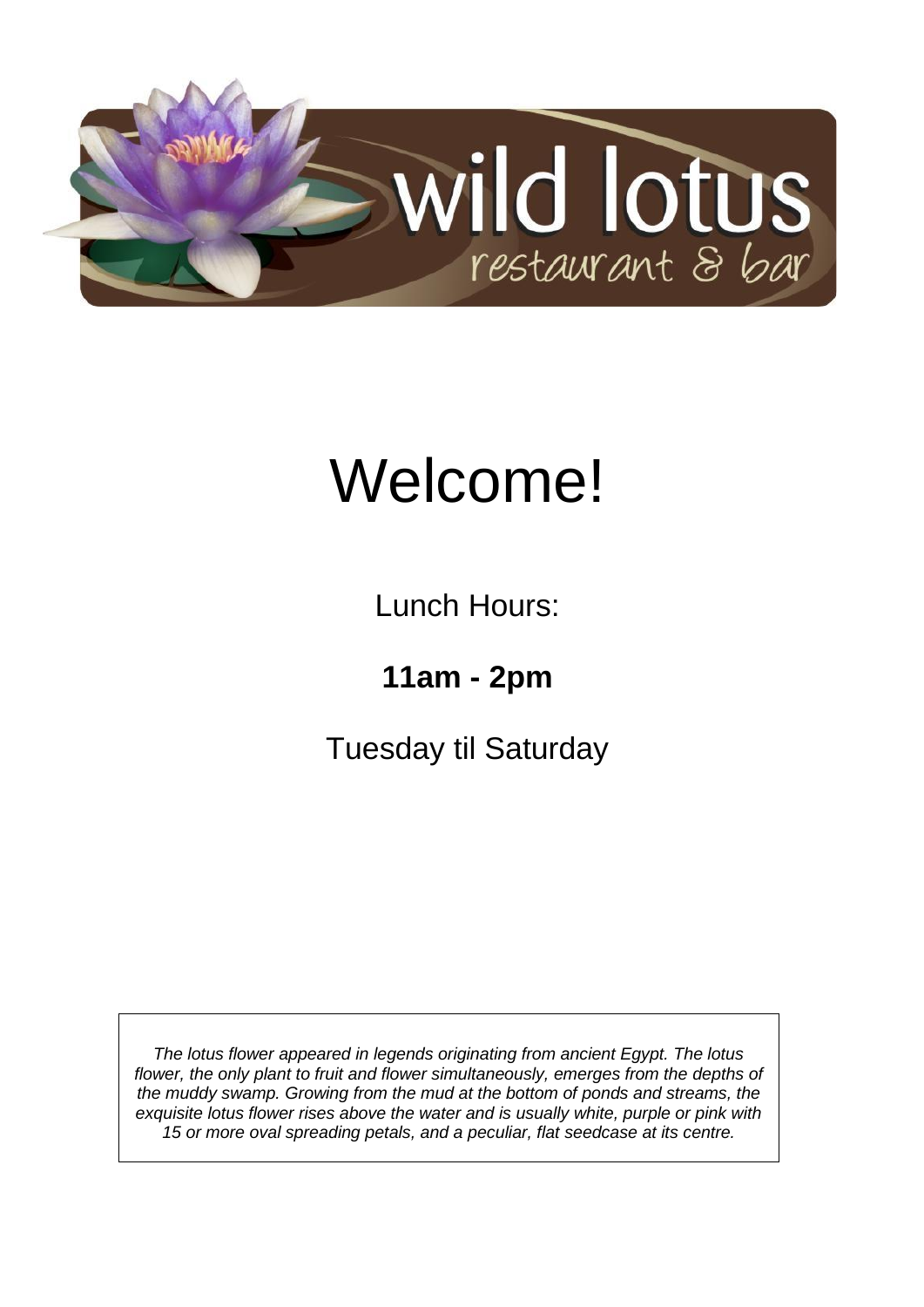# wild lotus

restaurant & bar

# Welcome!

Lunch Hours:

**11am - 2pm**

Tuesday til Saturday

*The lotus flower appeared in legends originating from ancient Egypt. The lotus flower, the only plant to fruit and flower simultaneously, emerges from the depths of the muddy swamp. Growing from the mud at the bottom of ponds and streams, the exquisite lotus flower rises above the water and is usually white, purple or pink with 15 or more oval spreading petals, and a peculiar, flat seedcase at its centre.*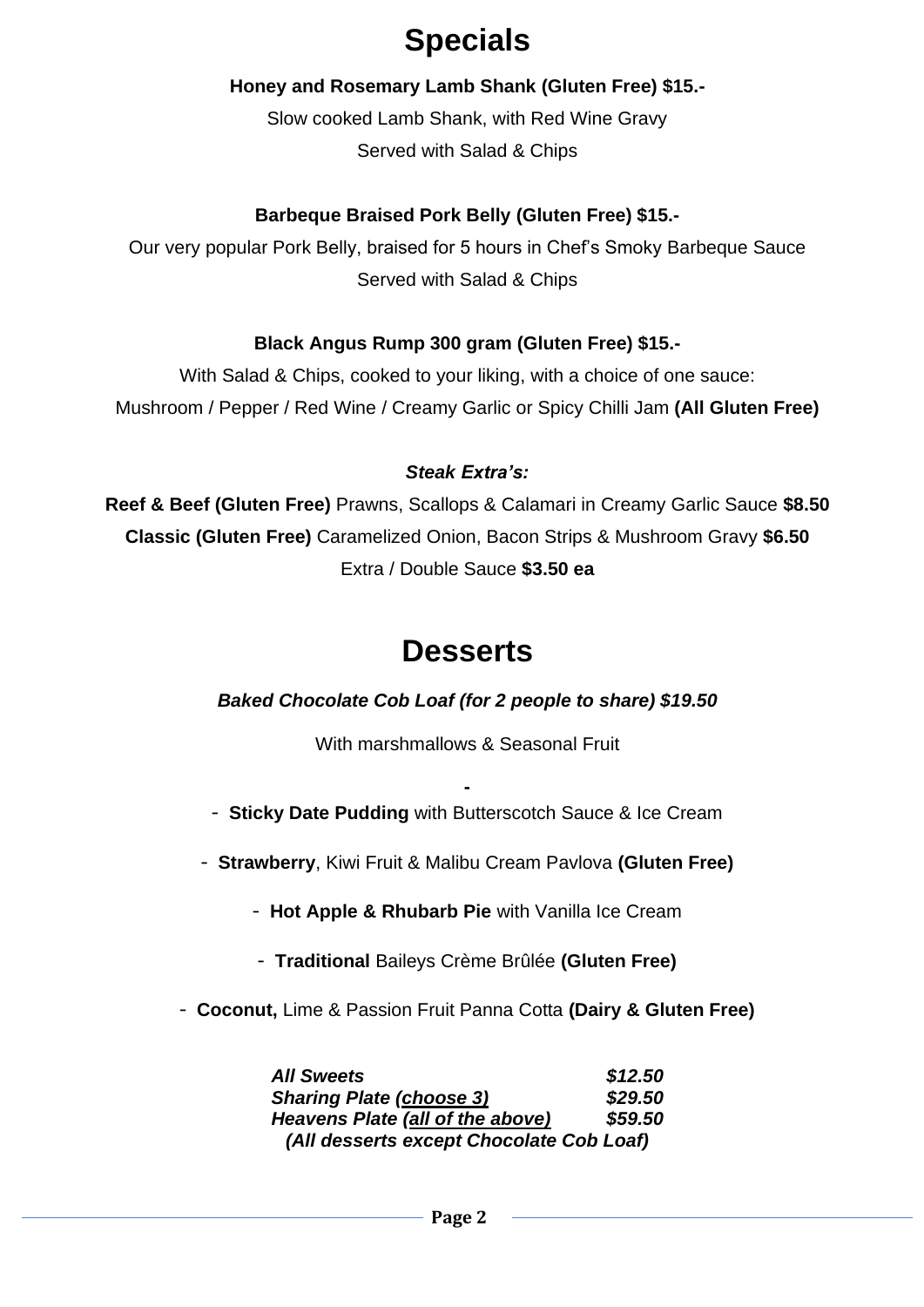# Specials

**Honey and Rosemary Lamb Shank (Gluten Free) $15.-**

Slow cooked Lamb Shank, with Red Wine Gravy

Served with Salad & Chips

**Barbeque Braised Pork Belly (Gluten Free) $15.-**

Our very popular Pork Belly, braised for 5 hours in Chef's Smoky Barbeque Sauce

Served with Salad & Chips

**Black Angus Rump 300 gram (Gluten Free) $15.-**

With Salad & Chips, cooked to your liking, with a choice of one sauce:

Mushroom / Pepper / Red Wine / Creamy Garlic or Spicy Chilli Jam **(All Gluten Free)**

***Steak Extra's:***

**Reef & Beef (Gluten Free)** Prawns, Scallops & Calamari in Creamy Garlic Sauce **$8.50**

**Classic (Gluten Free)** Caramelized Onion, Bacon Strips & Mushroom Gravy **$6.50**

Extra / Double Sauce **$3.50 ea**

# Desserts

***Baked Chocolate Cob Loaf (for 2 people to share) $19.50***

With marshmallows & Seasonal Fruit

**-**

- **Sticky Date Pudding** with Butterscotch Sauce & Ice Cream
- **Strawberry**, Kiwi Fruit & Malibu Cream Pavlova **(Gluten Free)**
- **Hot Apple & Rhubarb Pie** with Vanilla Ice Cream
- **Traditional** Baileys Crème Brûlée **(Gluten Free)**
- **Coconut,** Lime & Passion Fruit Panna Cotta **(Dairy & Gluten Free)**

| | |
|---|---|
| ***All Sweets*** | ***$12.50*** |
| ***Sharing Plate (choose 3)*** | ***$29.50*** |
| ***Heavens Plate (all of the above)*** | ***$59.50*** |

***(All desserts except Chocolate Cob Loaf)***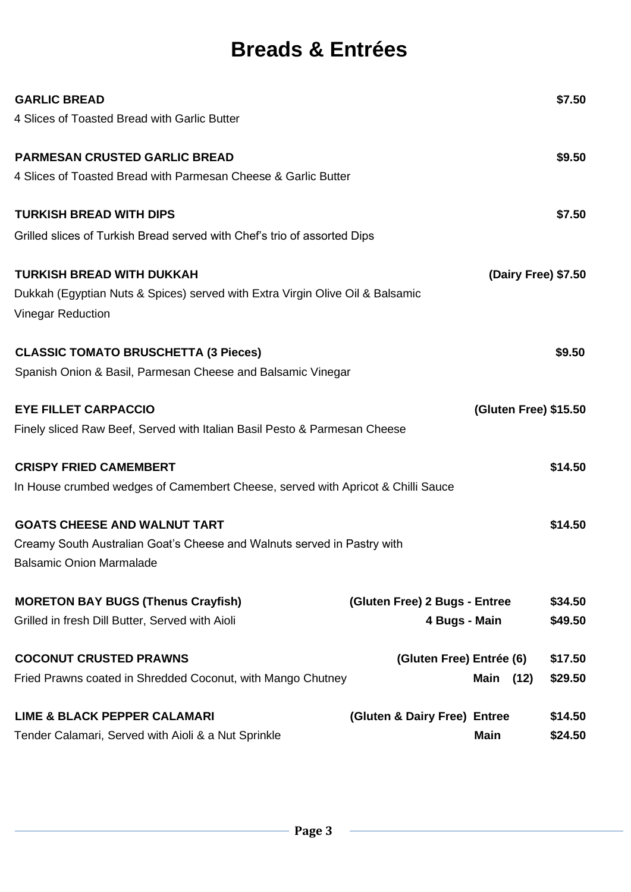# Breads & Entrées

**GARLIC BREAD** **$7.50**
4 Slices of Toasted Bread with Garlic Butter

**PARMESAN CRUSTED GARLIC BREAD** **$9.50**
4 Slices of Toasted Bread with Parmesan Cheese & Garlic Butter

**TURKISH BREAD WITH DIPS** **$7.50**
Grilled slices of Turkish Bread served with Chef's trio of assorted Dips

**TURKISH BREAD WITH DUKKAH** **(Dairy Free) $7.50**
Dukkah (Egyptian Nuts & Spices) served with Extra Virgin Olive Oil & Balsamic Vinegar Reduction

**CLASSIC TOMATO BRUSCHETTA (3 Pieces)** **$9.50**
Spanish Onion & Basil, Parmesan Cheese and Balsamic Vinegar

**EYE FILLET CARPACCIO** **(Gluten Free) $15.50**
Finely sliced Raw Beef, Served with Italian Basil Pesto & Parmesan Cheese

**CRISPY FRIED CAMEMBERT** **$14.50**
In House crumbed wedges of Camembert Cheese, served with Apricot & Chilli Sauce

**GOATS CHEESE AND WALNUT TART** **$14.50**
Creamy South Australian Goat's Cheese and Walnuts served in Pastry with Balsamic Onion Marmalade

**MORETON BAY BUGS (Thenus Crayfish)** **(Gluten Free) 2 Bugs - Entree** **$34.50**
Grilled in fresh Dill Butter, Served with Aioli **4 Bugs - Main** **$49.50**

**COCONUT CRUSTED PRAWNS** **(Gluten Free) Entrée (6)** **$17.50**
Fried Prawns coated in Shredded Coconut, with Mango Chutney **Main (12)** **$29.50**

**LIME & BLACK PEPPER CALAMARI** **(Gluten & Dairy Free) Entree** **$14.50**
Tender Calamari, Served with Aioli & a Nut Sprinkle **Main** **$24.50**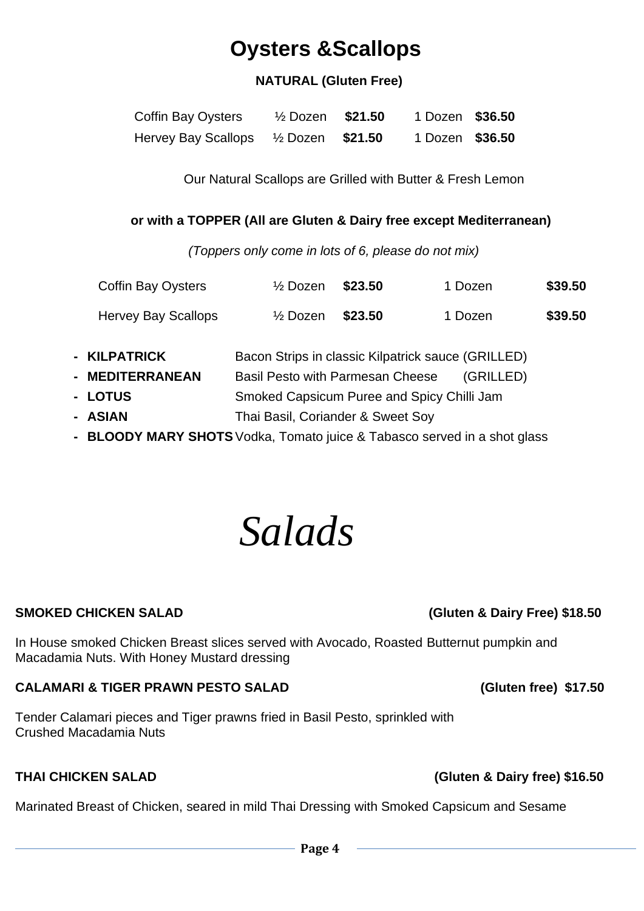# Oysters &Scallops

**NATURAL (Gluten Free)**

| | | | | |
|---|---|---|---|---|
| Coffin Bay Oysters | ½ Dozen | **$21.50** | 1 Dozen | **$36.50** |
| Hervey Bay Scallops | ½ Dozen | **$21.50** | 1 Dozen | **$36.50** |

Our Natural Scallops are Grilled with Butter & Fresh Lemon

**or with a TOPPER (All are Gluten & Dairy free except Mediterranean)**

*(Toppers only come in lots of 6, please do not mix)*

| | | | | |
|---|---|---|---|---|
| Coffin Bay Oysters | ½ Dozen | **$23.50** | 1 Dozen | **$39.50** |
| Hervey Bay Scallops | ½ Dozen | **$23.50** | 1 Dozen | **$39.50** |

- **KILPATRICK** Bacon Strips in classic Kilpatrick sauce (GRILLED)
- **MEDITERRANEAN** Basil Pesto with Parmesan Cheese (GRILLED)
- **LOTUS** Smoked Capsicum Puree and Spicy Chilli Jam
- **ASIAN** Thai Basil, Coriander & Sweet Soy
- **BLOODY MARY SHOTS** Vodka, Tomato juice & Tabasco served in a shot glass

# *Salads*

**SMOKED CHICKEN SALAD (Gluten & Dairy Free) $18.50**

In House smoked Chicken Breast slices served with Avocado, Roasted Butternut pumpkin and Macadamia Nuts. With Honey Mustard dressing

**CALAMARI & TIGER PRAWN PESTO SALAD (Gluten free) $17.50**

Tender Calamari pieces and Tiger prawns fried in Basil Pesto, sprinkled with Crushed Macadamia Nuts

**THAI CHICKEN SALAD (Gluten & Dairy free) $16.50**

Marinated Breast of Chicken, seared in mild Thai Dressing with Smoked Capsicum and Sesame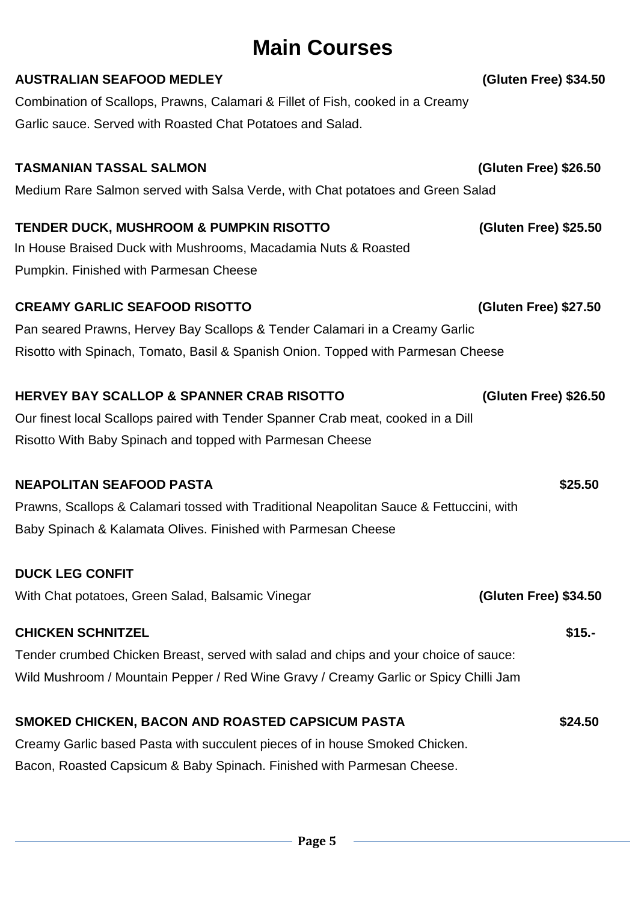# Main Courses

**AUSTRALIAN SEAFOOD MEDLEY** **(Gluten Free) $34.50**

Combination of Scallops, Prawns, Calamari & Fillet of Fish, cooked in a Creamy Garlic sauce. Served with Roasted Chat Potatoes and Salad.

**TASMANIAN TASSAL SALMON** **(Gluten Free) $26.50**

Medium Rare Salmon served with Salsa Verde, with Chat potatoes and Green Salad

**TENDER DUCK, MUSHROOM & PUMPKIN RISOTTO** **(Gluten Free) $25.50**

In House Braised Duck with Mushrooms, Macadamia Nuts & Roasted Pumpkin. Finished with Parmesan Cheese

**CREAMY GARLIC SEAFOOD RISOTTO** **(Gluten Free) $27.50**

Pan seared Prawns, Hervey Bay Scallops & Tender Calamari in a Creamy Garlic Risotto with Spinach, Tomato, Basil & Spanish Onion. Topped with Parmesan Cheese

**HERVEY BAY SCALLOP & SPANNER CRAB RISOTTO** **(Gluten Free) $26.50**

Our finest local Scallops paired with Tender Spanner Crab meat, cooked in a Dill Risotto With Baby Spinach and topped with Parmesan Cheese

**NEAPOLITAN SEAFOOD PASTA** **$25.50**

Prawns, Scallops & Calamari tossed with Traditional Neapolitan Sauce & Fettuccini, with Baby Spinach & Kalamata Olives. Finished with Parmesan Cheese

**DUCK LEG CONFIT**

With Chat potatoes, Green Salad, Balsamic Vinegar **(Gluten Free) $34.50**

**CHICKEN SCHNITZEL** **$15.-**

Tender crumbed Chicken Breast, served with salad and chips and your choice of sauce: Wild Mushroom / Mountain Pepper / Red Wine Gravy / Creamy Garlic or Spicy Chilli Jam

**SMOKED CHICKEN, BACON AND ROASTED CAPSICUM PASTA** **$24.50**

Creamy Garlic based Pasta with succulent pieces of in house Smoked Chicken. Bacon, Roasted Capsicum & Baby Spinach. Finished with Parmesan Cheese.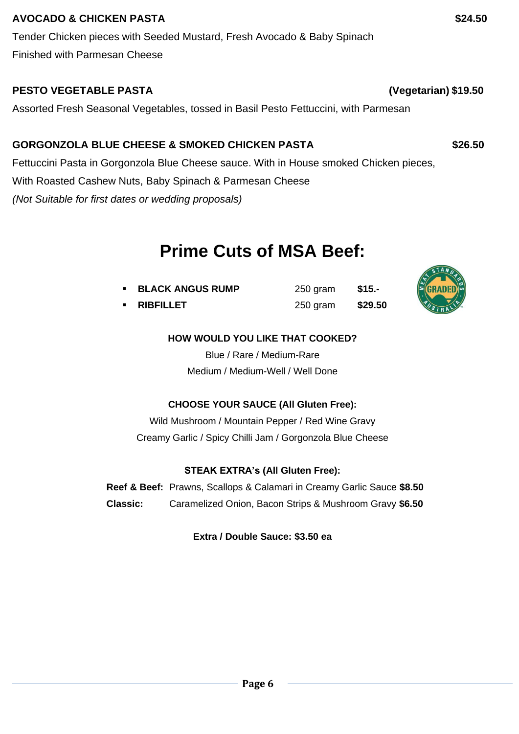**AVOCADO & CHICKEN PASTA** **$24.50**

Tender Chicken pieces with Seeded Mustard, Fresh Avocado & Baby Spinach
Finished with Parmesan Cheese

**PESTO VEGETABLE PASTA** **(Vegetarian) $19.50**

Assorted Fresh Seasonal Vegetables, tossed in Basil Pesto Fettuccini, with Parmesan

**GORGONZOLA BLUE CHEESE & SMOKED CHICKEN PASTA** **$26.50**

Fettuccini Pasta in Gorgonzola Blue Cheese sauce. With in House smoked Chicken pieces,
With Roasted Cashew Nuts, Baby Spinach & Parmesan Cheese
*(Not Suitable for first dates or wedding proposals)*

# Prime Cuts of MSA Beef:

- **BLACK ANGUS RUMP** 250 gram **$15.-**
- **RIBFILLET** 250 gram **$29.50**

**HOW WOULD YOU LIKE THAT COOKED?**

Blue / Rare / Medium-Rare
Medium / Medium-Well / Well Done

**CHOOSE YOUR SAUCE (All Gluten Free):**

Wild Mushroom / Mountain Pepper / Red Wine Gravy
Creamy Garlic / Spicy Chilli Jam / Gorgonzola Blue Cheese

**STEAK EXTRA's (All Gluten Free):**

**Reef & Beef:** Prawns, Scallops & Calamari in Creamy Garlic Sauce **$8.50**
**Classic:** Caramelized Onion, Bacon Strips & Mushroom Gravy **$6.50**

**Extra / Double Sauce: $3.50 ea**